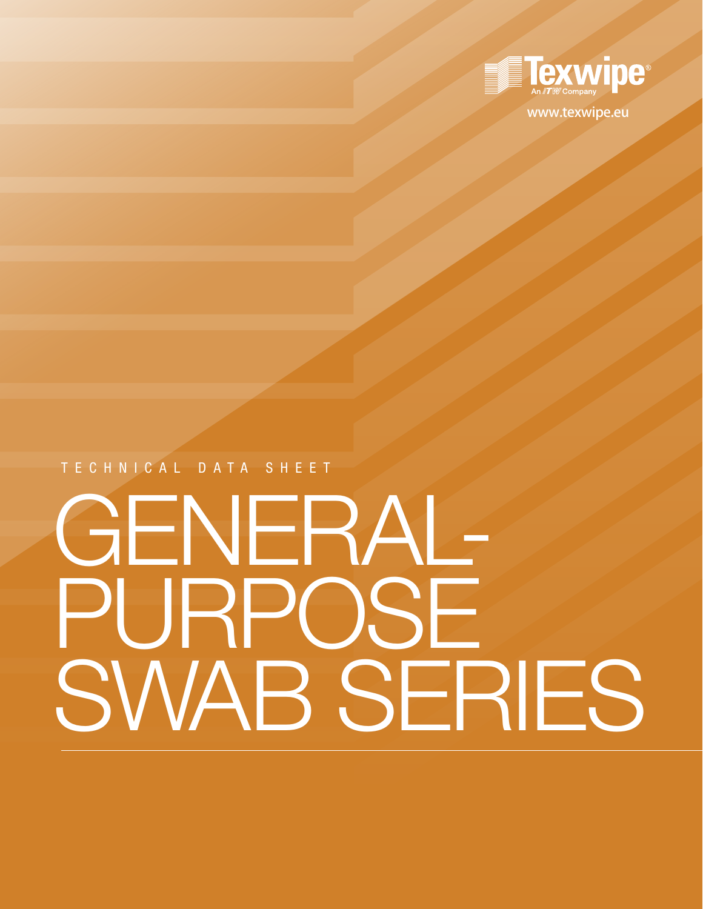Texwipe®
An ITW Company

www.texwipe.eu

TECHNICAL DATA SHEET

# GENERAL-PURPOSE SWAB SERIES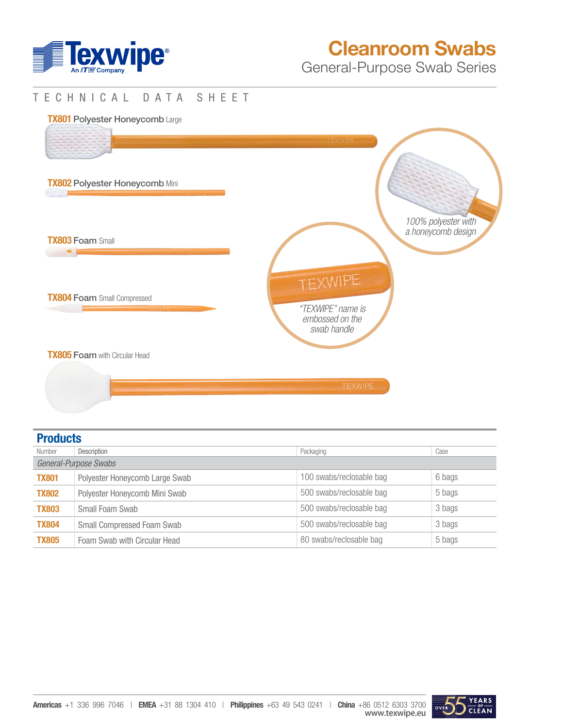# Cleanroom Swabs

## General-Purpose Swab Series

TECHNICAL DATA SHEET

**TX801** Polyester Honeycomb Large

**TX802** Polyester Honeycomb Mini

**TX803** Foam Small

**TX804** Foam Small Compressed

**TX805** Foam with Circular Head

*100% polyester with a honeycomb design*

*"TEXWIPE" name is embossed on the swab handle*

## Products

| Number | Description | Packaging | Case |
|---|---|---|---|
| *General-Purpose Swabs* | | | |
| **TX801** | Polyester Honeycomb Large Swab | 100 swabs/reclosable bag | 6 bags |
| **TX802** | Polyester Honeycomb Mini Swab | 500 swabs/reclosable bag | 5 bags |
| **TX803** | Small Foam Swab | 500 swabs/reclosable bag | 3 bags |
| **TX804** | Small Compressed Foam Swab | 500 swabs/reclosable bag | 3 bags |
| **TX805** | Foam Swab with Circular Head | 80 swabs/reclosable bag | 5 bags |

**Americas** +1 336 996 7046 | **EMEA** +31 88 1304 410 | **Philippines** +63 49 543 0241 | **China** +86 0512 6303 3700
www.texwipe.eu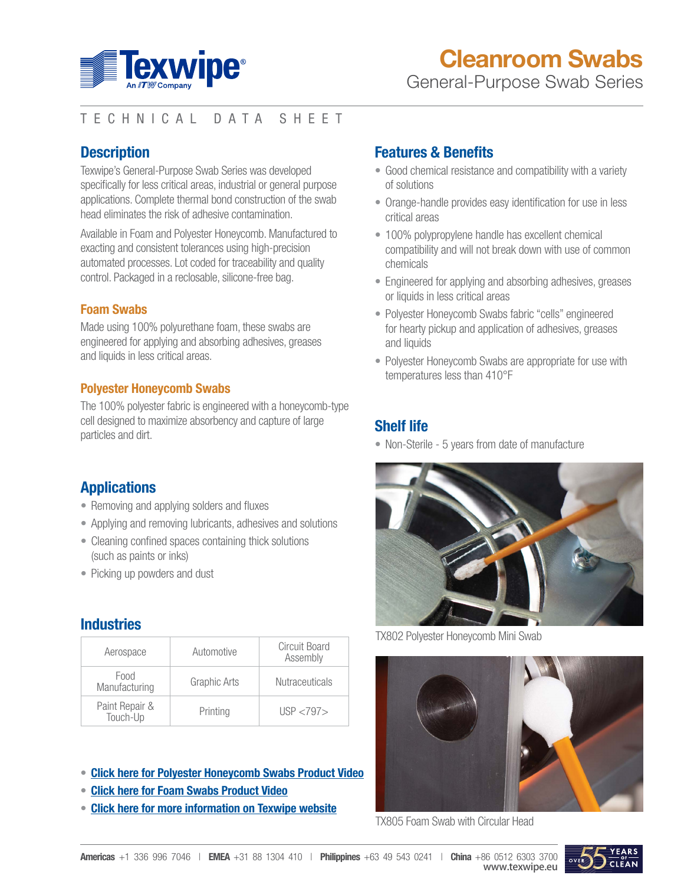# Cleanroom Swabs

## General-Purpose Swab Series

TECHNICAL DATA SHEET

## Description

Texwipe's General-Purpose Swab Series was developed specifically for less critical areas, industrial or general purpose applications. Complete thermal bond construction of the swab head eliminates the risk of adhesive contamination.

Available in Foam and Polyester Honeycomb. Manufactured to exacting and consistent tolerances using high-precision automated processes. Lot coded for traceability and quality control. Packaged in a reclosable, silicone-free bag.

### Foam Swabs

Made using 100% polyurethane foam, these swabs are engineered for applying and absorbing adhesives, greases and liquids in less critical areas.

### Polyester Honeycomb Swabs

The 100% polyester fabric is engineered with a honeycomb-type cell designed to maximize absorbency and capture of large particles and dirt.

## Applications

- Removing and applying solders and fluxes
- Applying and removing lubricants, adhesives and solutions
- Cleaning confined spaces containing thick solutions (such as paints or inks)
- Picking up powders and dust

## Industries

| | | |
|---|---|---|
| Aerospace | Automotive | Circuit Board Assembly |
| Food Manufacturing | Graphic Arts | Nutraceuticals |
| Paint Repair & Touch-Up | Printing | USP <797> |

- **Click here for Polyester Honeycomb Swabs Product Video**
- **Click here for Foam Swabs Product Video**
- **Click here for more information on Texwipe website**

## Features & Benefits

- Good chemical resistance and compatibility with a variety of solutions
- Orange-handle provides easy identification for use in less critical areas
- 100% polypropylene handle has excellent chemical compatibility and will not break down with use of common chemicals
- Engineered for applying and absorbing adhesives, greases or liquids in less critical areas
- Polyester Honeycomb Swabs fabric "cells" engineered for hearty pickup and application of adhesives, greases and liquids
- Polyester Honeycomb Swabs are appropriate for use with temperatures less than 410°F

## Shelf life

- Non-Sterile - 5 years from date of manufacture

TX802 Polyester Honeycomb Mini Swab

TX805 Foam Swab with Circular Head

**Americas** +1 336 996 7046 | **EMEA** +31 88 1304 410 | **Philippines** +63 49 543 0241 | **China** +86 0512 6303 3700
www.texwipe.eu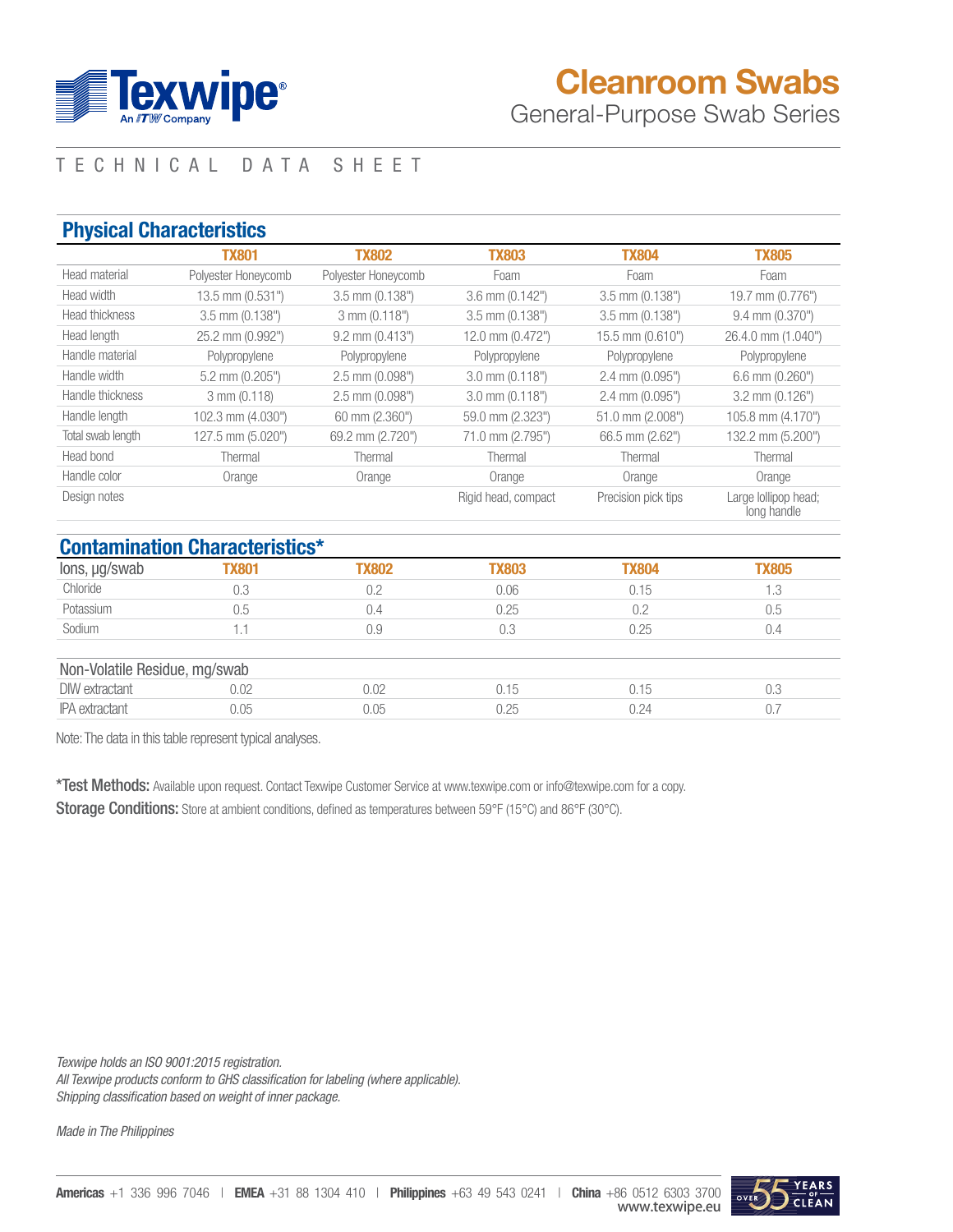# Cleanroom Swabs

General-Purpose Swab Series

TECHNICAL DATA SHEET

## Physical Characteristics

| | TX801 | TX802 | TX803 | TX804 | TX805 |
|---|---|---|---|---|---|
| Head material | Polyester Honeycomb | Polyester Honeycomb | Foam | Foam | Foam |
| Head width | 13.5 mm (0.531") | 3.5 mm (0.138") | 3.6 mm (0.142") | 3.5 mm (0.138") | 19.7 mm (0.776") |
| Head thickness | 3.5 mm (0.138") | 3 mm (0.118") | 3.5 mm (0.138") | 3.5 mm (0.138") | 9.4 mm (0.370") |
| Head length | 25.2 mm (0.992") | 9.2 mm (0.413") | 12.0 mm (0.472") | 15.5 mm (0.610") | 26.4.0 mm (1.040") |
| Handle material | Polypropylene | Polypropylene | Polypropylene | Polypropylene | Polypropylene |
| Handle width | 5.2 mm (0.205") | 2.5 mm (0.098") | 3.0 mm (0.118") | 2.4 mm (0.095") | 6.6 mm (0.260") |
| Handle thickness | 3 mm (0.118) | 2.5 mm (0.098") | 3.0 mm (0.118") | 2.4 mm (0.095") | 3.2 mm (0.126") |
| Handle length | 102.3 mm (4.030") | 60 mm (2.360") | 59.0 mm (2.323") | 51.0 mm (2.008") | 105.8 mm (4.170") |
| Total swab length | 127.5 mm (5.020") | 69.2 mm (2.720") | 71.0 mm (2.795") | 66.5 mm (2.62") | 132.2 mm (5.200") |
| Head bond | Thermal | Thermal | Thermal | Thermal | Thermal |
| Handle color | Orange | Orange | Orange | Orange | Orange |
| Design notes | | | Rigid head, compact | Precision pick tips | Large lollipop head; long handle |

## Contamination Characteristics*

| Ions, µg/swab | TX801 | TX802 | TX803 | TX804 | TX805 |
|---|---|---|---|---|---|
| Chloride | 0.3 | 0.2 | 0.06 | 0.15 | 1.3 |
| Potassium | 0.5 | 0.4 | 0.25 | 0.2 | 0.5 |
| Sodium | 1.1 | 0.9 | 0.3 | 0.25 | 0.4 |

| Non-Volatile Residue, mg/swab | | | | | |
|---|---|---|---|---|---|
| DIW extractant | 0.02 | 0.02 | 0.15 | 0.15 | 0.3 |
| IPA extractant | 0.05 | 0.05 | 0.25 | 0.24 | 0.7 |

Note: The data in this table represent typical analyses.

**\*Test Methods:** Available upon request. Contact Texwipe Customer Service at www.texwipe.com or info@texwipe.com for a copy.

**Storage Conditions:** Store at ambient conditions, defined as temperatures between 59°F (15°C) and 86°F (30°C).

*Texwipe holds an ISO 9001:2015 registration.*
*All Texwipe products conform to GHS classification for labeling (where applicable).*
*Shipping classification based on weight of inner package.*

*Made in The Philippines*

**Americas** +1 336 996 7046 | **EMEA** +31 88 1304 410 | **Philippines** +63 49 543 0241 | **China** +86 0512 6303 3700
www.texwipe.eu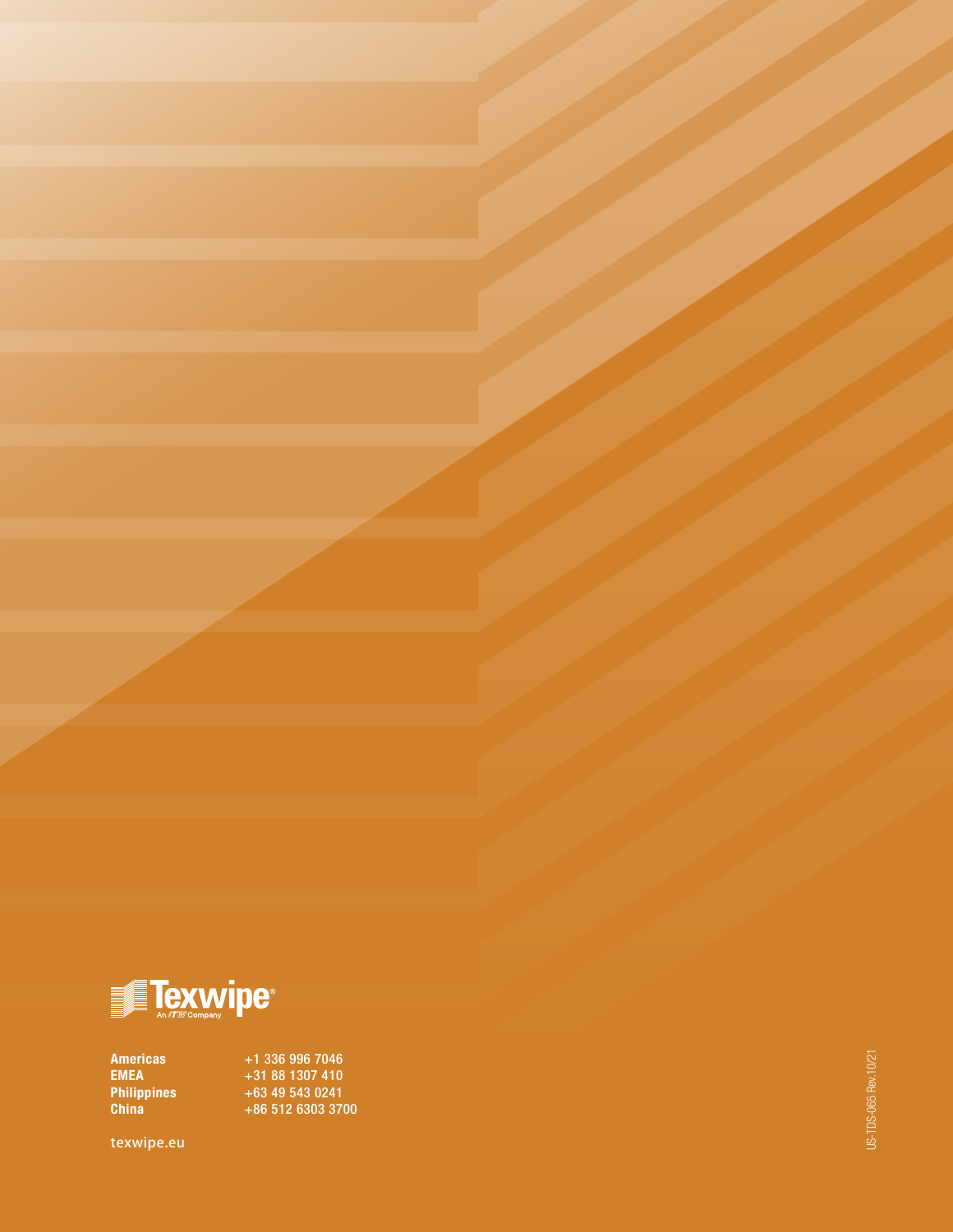Texwipe®
An ITW Company

| | |
|---|---|
| **Americas** | +1 336 996 7046 |
| **EMEA** | +31 88 1307 410 |
| **Philippines** | +63 49 543 0241 |
| **China** | +86 512 6303 3700 |

texwipe.eu

US-TDS-065 Rev.10/21